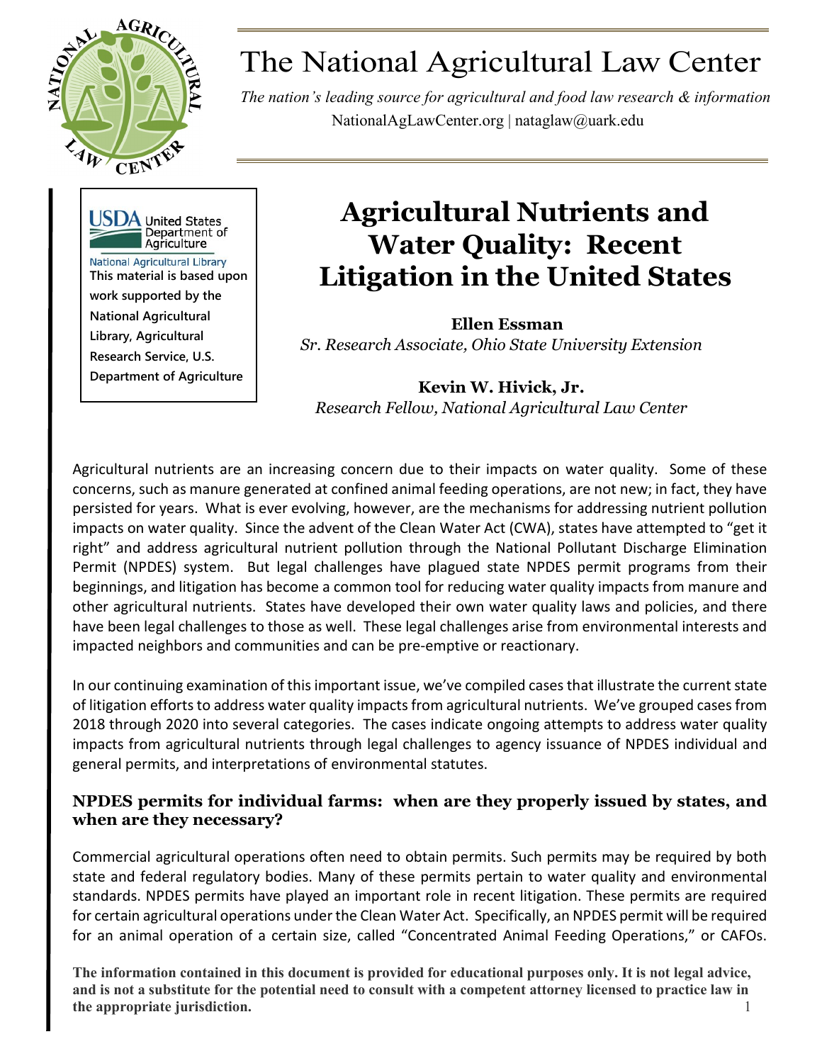# The National Agricultural Law Center

*The nation's leading source for agricultural and food law research & information*

NationalAgLawCenter.org | nataglaw@uark.edu

USDA United States Department of Agriculture
National Agricultural Library
**This material is based upon work supported by the National Agricultural Library, Agricultural Research Service, U.S. Department of Agriculture**

# Agricultural Nutrients and Water Quality: Recent Litigation in the United States

**Ellen Essman**
*Sr. Research Associate, Ohio State University Extension*

**Kevin W. Hivick, Jr.**
*Research Fellow, National Agricultural Law Center*

Agricultural nutrients are an increasing concern due to their impacts on water quality. Some of these concerns, such as manure generated at confined animal feeding operations, are not new; in fact, they have persisted for years. What is ever evolving, however, are the mechanisms for addressing nutrient pollution impacts on water quality. Since the advent of the Clean Water Act (CWA), states have attempted to "get it right" and address agricultural nutrient pollution through the National Pollutant Discharge Elimination Permit (NPDES) system. But legal challenges have plagued state NPDES permit programs from their beginnings, and litigation has become a common tool for reducing water quality impacts from manure and other agricultural nutrients. States have developed their own water quality laws and policies, and there have been legal challenges to those as well. These legal challenges arise from environmental interests and impacted neighbors and communities and can be pre-emptive or reactionary.

In our continuing examination of this important issue, we've compiled cases that illustrate the current state of litigation efforts to address water quality impacts from agricultural nutrients. We've grouped cases from 2018 through 2020 into several categories. The cases indicate ongoing attempts to address water quality impacts from agricultural nutrients through legal challenges to agency issuance of NPDES individual and general permits, and interpretations of environmental statutes.

## NPDES permits for individual farms: when are they properly issued by states, and when are they necessary?

Commercial agricultural operations often need to obtain permits. Such permits may be required by both state and federal regulatory bodies. Many of these permits pertain to water quality and environmental standards. NPDES permits have played an important role in recent litigation. These permits are required for certain agricultural operations under the Clean Water Act. Specifically, an NPDES permit will be required for an animal operation of a certain size, called "Concentrated Animal Feeding Operations," or CAFOs.

**The information contained in this document is provided for educational purposes only. It is not legal advice, and is not a substitute for the potential need to consult with a competent attorney licensed to practice law in the appropriate jurisdiction.**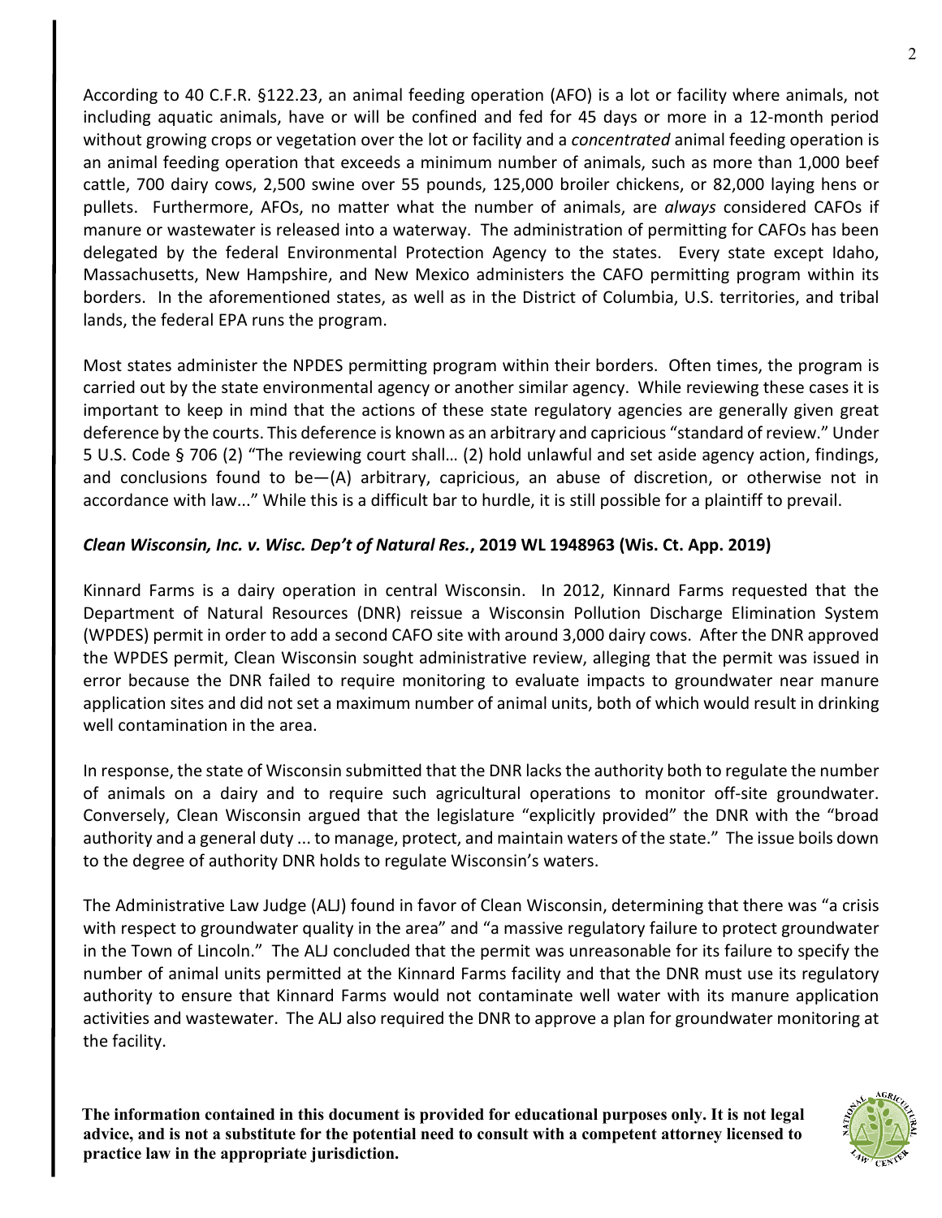According to 40 C.F.R. §122.23, an animal feeding operation (AFO) is a lot or facility where animals, not including aquatic animals, have or will be confined and fed for 45 days or more in a 12-month period without growing crops or vegetation over the lot or facility and a *concentrated* animal feeding operation is an animal feeding operation that exceeds a minimum number of animals, such as more than 1,000 beef cattle, 700 dairy cows, 2,500 swine over 55 pounds, 125,000 broiler chickens, or 82,000 laying hens or pullets. Furthermore, AFOs, no matter what the number of animals, are *always* considered CAFOs if manure or wastewater is released into a waterway. The administration of permitting for CAFOs has been delegated by the federal Environmental Protection Agency to the states. Every state except Idaho, Massachusetts, New Hampshire, and New Mexico administers the CAFO permitting program within its borders. In the aforementioned states, as well as in the District of Columbia, U.S. territories, and tribal lands, the federal EPA runs the program.

Most states administer the NPDES permitting program within their borders. Often times, the program is carried out by the state environmental agency or another similar agency. While reviewing these cases it is important to keep in mind that the actions of these state regulatory agencies are generally given great deference by the courts. This deference is known as an arbitrary and capricious "standard of review." Under 5 U.S. Code § 706 (2) "The reviewing court shall… (2) hold unlawful and set aside agency action, findings, and conclusions found to be—(A) arbitrary, capricious, an abuse of discretion, or otherwise not in accordance with law..." While this is a difficult bar to hurdle, it is still possible for a plaintiff to prevail.

### ***Clean Wisconsin, Inc. v. Wisc. Dep't of Natural Res.*, 2019 WL 1948963 (Wis. Ct. App. 2019)**

Kinnard Farms is a dairy operation in central Wisconsin. In 2012, Kinnard Farms requested that the Department of Natural Resources (DNR) reissue a Wisconsin Pollution Discharge Elimination System (WPDES) permit in order to add a second CAFO site with around 3,000 dairy cows. After the DNR approved the WPDES permit, Clean Wisconsin sought administrative review, alleging that the permit was issued in error because the DNR failed to require monitoring to evaluate impacts to groundwater near manure application sites and did not set a maximum number of animal units, both of which would result in drinking well contamination in the area.

In response, the state of Wisconsin submitted that the DNR lacks the authority both to regulate the number of animals on a dairy and to require such agricultural operations to monitor off-site groundwater. Conversely, Clean Wisconsin argued that the legislature "explicitly provided" the DNR with the "broad authority and a general duty ... to manage, protect, and maintain waters of the state." The issue boils down to the degree of authority DNR holds to regulate Wisconsin's waters.

The Administrative Law Judge (ALJ) found in favor of Clean Wisconsin, determining that there was "a crisis with respect to groundwater quality in the area" and "a massive regulatory failure to protect groundwater in the Town of Lincoln." The ALJ concluded that the permit was unreasonable for its failure to specify the number of animal units permitted at the Kinnard Farms facility and that the DNR must use its regulatory authority to ensure that Kinnard Farms would not contaminate well water with its manure application activities and wastewater. The ALJ also required the DNR to approve a plan for groundwater monitoring at the facility.

**The information contained in this document is provided for educational purposes only. It is not legal advice, and is not a substitute for the potential need to consult with a competent attorney licensed to practice law in the appropriate jurisdiction.**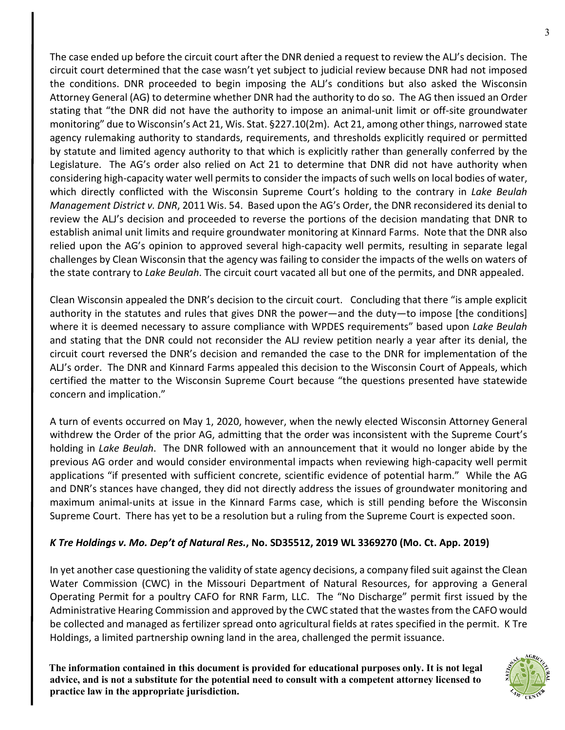The case ended up before the circuit court after the DNR denied a request to review the ALJ's decision. The circuit court determined that the case wasn't yet subject to judicial review because DNR had not imposed the conditions. DNR proceeded to begin imposing the ALJ's conditions but also asked the Wisconsin Attorney General (AG) to determine whether DNR had the authority to do so. The AG then issued an Order stating that "the DNR did not have the authority to impose an animal-unit limit or off-site groundwater monitoring" due to Wisconsin's Act 21, Wis. Stat. §227.10(2m). Act 21, among other things, narrowed state agency rulemaking authority to standards, requirements, and thresholds explicitly required or permitted by statute and limited agency authority to that which is explicitly rather than generally conferred by the Legislature. The AG's order also relied on Act 21 to determine that DNR did not have authority when considering high-capacity water well permits to consider the impacts of such wells on local bodies of water, which directly conflicted with the Wisconsin Supreme Court's holding to the contrary in *Lake Beulah Management District v. DNR*, 2011 Wis. 54. Based upon the AG's Order, the DNR reconsidered its denial to review the ALJ's decision and proceeded to reverse the portions of the decision mandating that DNR to establish animal unit limits and require groundwater monitoring at Kinnard Farms. Note that the DNR also relied upon the AG's opinion to approved several high-capacity well permits, resulting in separate legal challenges by Clean Wisconsin that the agency was failing to consider the impacts of the wells on waters of the state contrary to *Lake Beulah*. The circuit court vacated all but one of the permits, and DNR appealed.

Clean Wisconsin appealed the DNR's decision to the circuit court. Concluding that there "is ample explicit authority in the statutes and rules that gives DNR the power—and the duty—to impose [the conditions] where it is deemed necessary to assure compliance with WPDES requirements" based upon *Lake Beulah* and stating that the DNR could not reconsider the ALJ review petition nearly a year after its denial, the circuit court reversed the DNR's decision and remanded the case to the DNR for implementation of the ALJ's order. The DNR and Kinnard Farms appealed this decision to the Wisconsin Court of Appeals, which certified the matter to the Wisconsin Supreme Court because "the questions presented have statewide concern and implication."

A turn of events occurred on May 1, 2020, however, when the newly elected Wisconsin Attorney General withdrew the Order of the prior AG, admitting that the order was inconsistent with the Supreme Court's holding in *Lake Beulah*. The DNR followed with an announcement that it would no longer abide by the previous AG order and would consider environmental impacts when reviewing high-capacity well permit applications "if presented with sufficient concrete, scientific evidence of potential harm." While the AG and DNR's stances have changed, they did not directly address the issues of groundwater monitoring and maximum animal-units at issue in the Kinnard Farms case, which is still pending before the Wisconsin Supreme Court. There has yet to be a resolution but a ruling from the Supreme Court is expected soon.

### ***K Tre Holdings v. Mo. Dep't of Natural Res.*, No. SD35512, 2019 WL 3369270 (Mo. Ct. App. 2019)**

In yet another case questioning the validity of state agency decisions, a company filed suit against the Clean Water Commission (CWC) in the Missouri Department of Natural Resources, for approving a General Operating Permit for a poultry CAFO for RNR Farm, LLC. The "No Discharge" permit first issued by the Administrative Hearing Commission and approved by the CWC stated that the wastes from the CAFO would be collected and managed as fertilizer spread onto agricultural fields at rates specified in the permit. K Tre Holdings, a limited partnership owning land in the area, challenged the permit issuance.

**The information contained in this document is provided for educational purposes only. It is not legal advice, and is not a substitute for the potential need to consult with a competent attorney licensed to practice law in the appropriate jurisdiction.**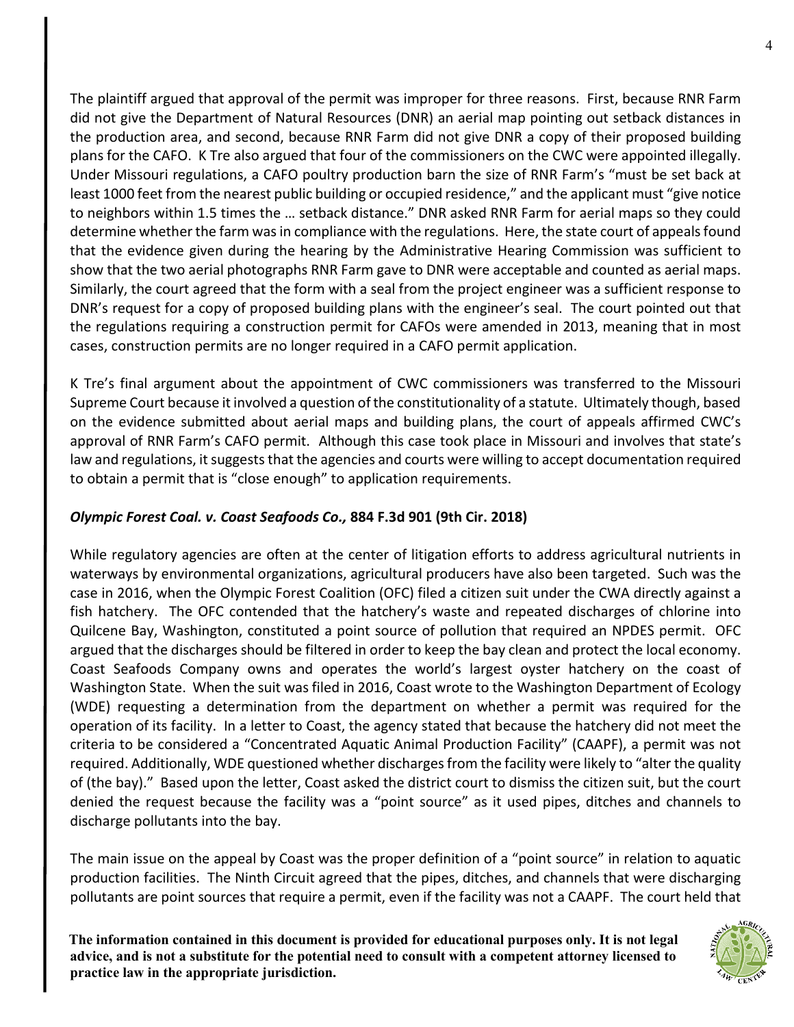The plaintiff argued that approval of the permit was improper for three reasons. First, because RNR Farm did not give the Department of Natural Resources (DNR) an aerial map pointing out setback distances in the production area, and second, because RNR Farm did not give DNR a copy of their proposed building plans for the CAFO. K Tre also argued that four of the commissioners on the CWC were appointed illegally. Under Missouri regulations, a CAFO poultry production barn the size of RNR Farm's "must be set back at least 1000 feet from the nearest public building or occupied residence," and the applicant must "give notice to neighbors within 1.5 times the … setback distance." DNR asked RNR Farm for aerial maps so they could determine whether the farm was in compliance with the regulations. Here, the state court of appeals found that the evidence given during the hearing by the Administrative Hearing Commission was sufficient to show that the two aerial photographs RNR Farm gave to DNR were acceptable and counted as aerial maps. Similarly, the court agreed that the form with a seal from the project engineer was a sufficient response to DNR's request for a copy of proposed building plans with the engineer's seal. The court pointed out that the regulations requiring a construction permit for CAFOs were amended in 2013, meaning that in most cases, construction permits are no longer required in a CAFO permit application.

K Tre's final argument about the appointment of CWC commissioners was transferred to the Missouri Supreme Court because it involved a question of the constitutionality of a statute. Ultimately though, based on the evidence submitted about aerial maps and building plans, the court of appeals affirmed CWC's approval of RNR Farm's CAFO permit. Although this case took place in Missouri and involves that state's law and regulations, it suggests that the agencies and courts were willing to accept documentation required to obtain a permit that is "close enough" to application requirements.

### ***Olympic Forest Coal. v. Coast Seafoods Co.,* 884 F.3d 901 (9th Cir. 2018)**

While regulatory agencies are often at the center of litigation efforts to address agricultural nutrients in waterways by environmental organizations, agricultural producers have also been targeted. Such was the case in 2016, when the Olympic Forest Coalition (OFC) filed a citizen suit under the CWA directly against a fish hatchery. The OFC contended that the hatchery's waste and repeated discharges of chlorine into Quilcene Bay, Washington, constituted a point source of pollution that required an NPDES permit. OFC argued that the discharges should be filtered in order to keep the bay clean and protect the local economy. Coast Seafoods Company owns and operates the world's largest oyster hatchery on the coast of Washington State. When the suit was filed in 2016, Coast wrote to the Washington Department of Ecology (WDE) requesting a determination from the department on whether a permit was required for the operation of its facility. In a letter to Coast, the agency stated that because the hatchery did not meet the criteria to be considered a "Concentrated Aquatic Animal Production Facility" (CAAPF), a permit was not required. Additionally, WDE questioned whether discharges from the facility were likely to "alter the quality of (the bay)." Based upon the letter, Coast asked the district court to dismiss the citizen suit, but the court denied the request because the facility was a "point source" as it used pipes, ditches and channels to discharge pollutants into the bay.

The main issue on the appeal by Coast was the proper definition of a "point source" in relation to aquatic production facilities. The Ninth Circuit agreed that the pipes, ditches, and channels that were discharging pollutants are point sources that require a permit, even if the facility was not a CAAPF. The court held that

**The information contained in this document is provided for educational purposes only. It is not legal advice, and is not a substitute for the potential need to consult with a competent attorney licensed to practice law in the appropriate jurisdiction.**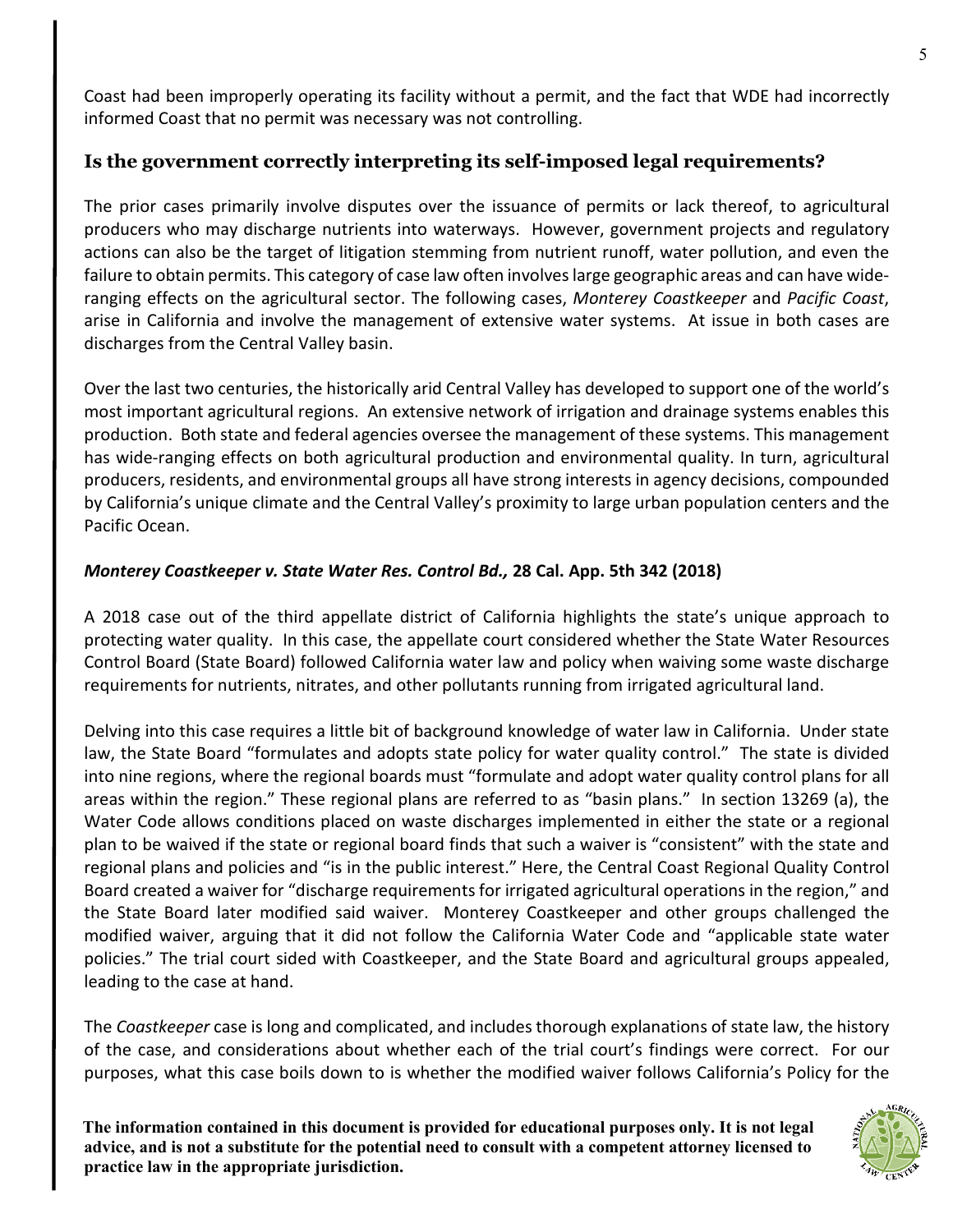Coast had been improperly operating its facility without a permit, and the fact that WDE had incorrectly informed Coast that no permit was necessary was not controlling.

## Is the government correctly interpreting its self-imposed legal requirements?

The prior cases primarily involve disputes over the issuance of permits or lack thereof, to agricultural producers who may discharge nutrients into waterways. However, government projects and regulatory actions can also be the target of litigation stemming from nutrient runoff, water pollution, and even the failure to obtain permits. This category of case law often involves large geographic areas and can have wide-ranging effects on the agricultural sector. The following cases, *Monterey Coastkeeper* and *Pacific Coast*, arise in California and involve the management of extensive water systems. At issue in both cases are discharges from the Central Valley basin.

Over the last two centuries, the historically arid Central Valley has developed to support one of the world's most important agricultural regions. An extensive network of irrigation and drainage systems enables this production. Both state and federal agencies oversee the management of these systems. This management has wide-ranging effects on both agricultural production and environmental quality. In turn, agricultural producers, residents, and environmental groups all have strong interests in agency decisions, compounded by California's unique climate and the Central Valley's proximity to large urban population centers and the Pacific Ocean.

### *Monterey Coastkeeper v. State Water Res. Control Bd.,* 28 Cal. App. 5th 342 (2018)

A 2018 case out of the third appellate district of California highlights the state's unique approach to protecting water quality. In this case, the appellate court considered whether the State Water Resources Control Board (State Board) followed California water law and policy when waiving some waste discharge requirements for nutrients, nitrates, and other pollutants running from irrigated agricultural land.

Delving into this case requires a little bit of background knowledge of water law in California. Under state law, the State Board "formulates and adopts state policy for water quality control." The state is divided into nine regions, where the regional boards must "formulate and adopt water quality control plans for all areas within the region." These regional plans are referred to as "basin plans." In section 13269 (a), the Water Code allows conditions placed on waste discharges implemented in either the state or a regional plan to be waived if the state or regional board finds that such a waiver is "consistent" with the state and regional plans and policies and "is in the public interest." Here, the Central Coast Regional Quality Control Board created a waiver for "discharge requirements for irrigated agricultural operations in the region," and the State Board later modified said waiver. Monterey Coastkeeper and other groups challenged the modified waiver, arguing that it did not follow the California Water Code and "applicable state water policies." The trial court sided with Coastkeeper, and the State Board and agricultural groups appealed, leading to the case at hand.

The *Coastkeeper* case is long and complicated, and includes thorough explanations of state law, the history of the case, and considerations about whether each of the trial court's findings were correct. For our purposes, what this case boils down to is whether the modified waiver follows California's Policy for the

**The information contained in this document is provided for educational purposes only. It is not legal advice, and is not a substitute for the potential need to consult with a competent attorney licensed to practice law in the appropriate jurisdiction.**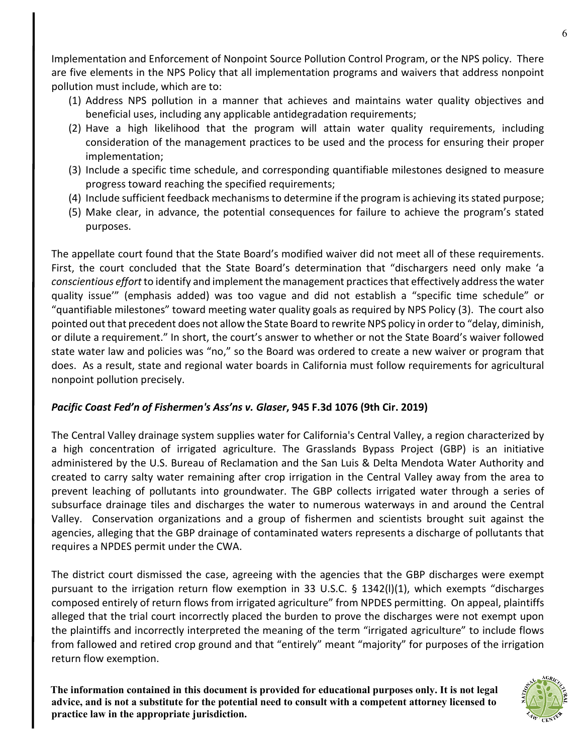Implementation and Enforcement of Nonpoint Source Pollution Control Program, or the NPS policy. There are five elements in the NPS Policy that all implementation programs and waivers that address nonpoint pollution must include, which are to:

1. Address NPS pollution in a manner that achieves and maintains water quality objectives and beneficial uses, including any applicable antidegradation requirements;
2. Have a high likelihood that the program will attain water quality requirements, including consideration of the management practices to be used and the process for ensuring their proper implementation;
3. Include a specific time schedule, and corresponding quantifiable milestones designed to measure progress toward reaching the specified requirements;
4. Include sufficient feedback mechanisms to determine if the program is achieving its stated purpose;
5. Make clear, in advance, the potential consequences for failure to achieve the program's stated purposes.

The appellate court found that the State Board's modified waiver did not meet all of these requirements. First, the court concluded that the State Board's determination that "dischargers need only make 'a *conscientious effort* to identify and implement the management practices that effectively address the water quality issue'" (emphasis added) was too vague and did not establish a "specific time schedule" or "quantifiable milestones" toward meeting water quality goals as required by NPS Policy (3). The court also pointed out that precedent does not allow the State Board to rewrite NPS policy in order to "delay, diminish, or dilute a requirement." In short, the court's answer to whether or not the State Board's waiver followed state water law and policies was "no," so the Board was ordered to create a new waiver or program that does. As a result, state and regional water boards in California must follow requirements for agricultural nonpoint pollution precisely.

### ***Pacific Coast Fed'n of Fishermen's Ass'ns v. Glaser*, 945 F.3d 1076 (9th Cir. 2019)**

The Central Valley drainage system supplies water for California's Central Valley, a region characterized by a high concentration of irrigated agriculture. The Grasslands Bypass Project (GBP) is an initiative administered by the U.S. Bureau of Reclamation and the San Luis & Delta Mendota Water Authority and created to carry salty water remaining after crop irrigation in the Central Valley away from the area to prevent leaching of pollutants into groundwater. The GBP collects irrigated water through a series of subsurface drainage tiles and discharges the water to numerous waterways in and around the Central Valley. Conservation organizations and a group of fishermen and scientists brought suit against the agencies, alleging that the GBP drainage of contaminated waters represents a discharge of pollutants that requires a NPDES permit under the CWA.

The district court dismissed the case, agreeing with the agencies that the GBP discharges were exempt pursuant to the irrigation return flow exemption in 33 U.S.C. § 1342(l)(1), which exempts "discharges composed entirely of return flows from irrigated agriculture" from NPDES permitting. On appeal, plaintiffs alleged that the trial court incorrectly placed the burden to prove the discharges were not exempt upon the plaintiffs and incorrectly interpreted the meaning of the term "irrigated agriculture" to include flows from fallowed and retired crop ground and that "entirely" meant "majority" for purposes of the irrigation return flow exemption.

**The information contained in this document is provided for educational purposes only. It is not legal advice, and is not a substitute for the potential need to consult with a competent attorney licensed to practice law in the appropriate jurisdiction.**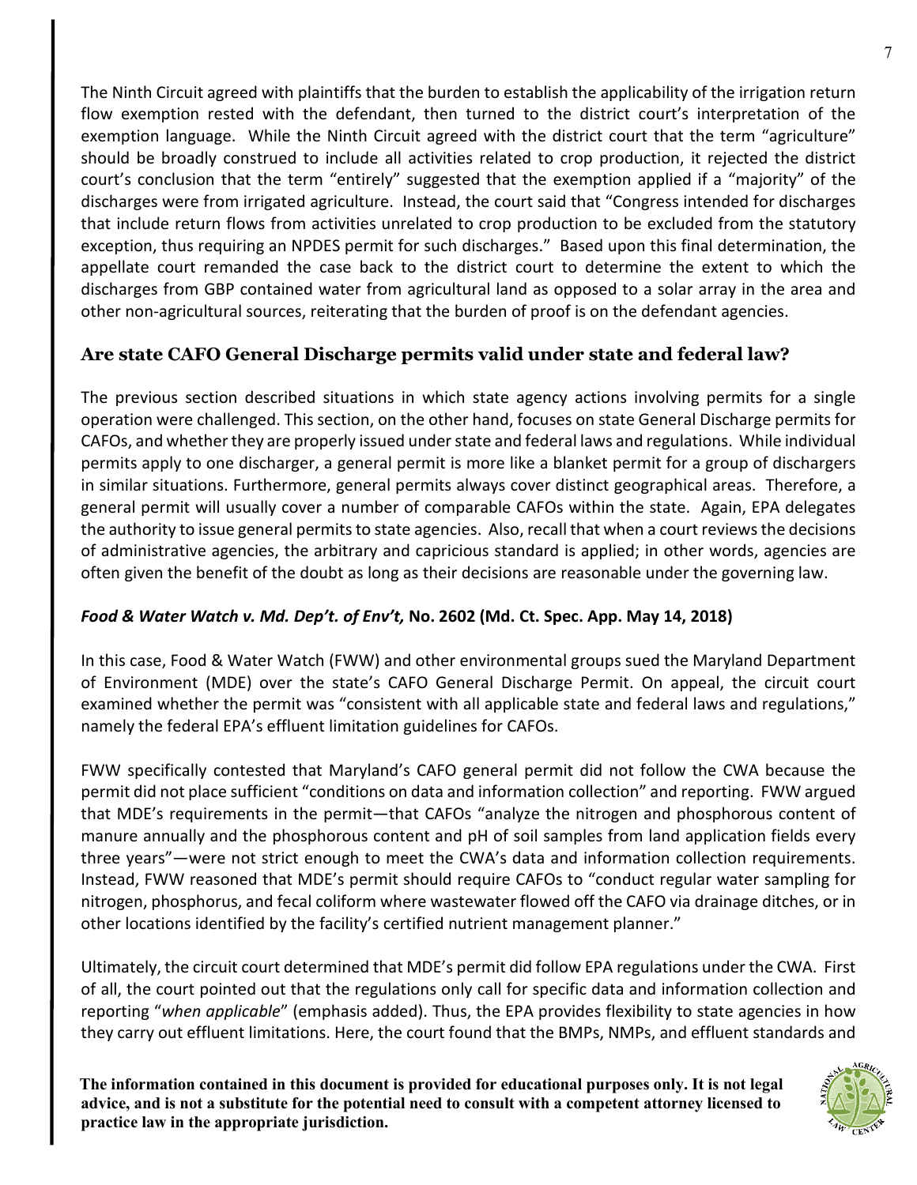The Ninth Circuit agreed with plaintiffs that the burden to establish the applicability of the irrigation return flow exemption rested with the defendant, then turned to the district court's interpretation of the exemption language. While the Ninth Circuit agreed with the district court that the term "agriculture" should be broadly construed to include all activities related to crop production, it rejected the district court's conclusion that the term "entirely" suggested that the exemption applied if a "majority" of the discharges were from irrigated agriculture. Instead, the court said that "Congress intended for discharges that include return flows from activities unrelated to crop production to be excluded from the statutory exception, thus requiring an NPDES permit for such discharges." Based upon this final determination, the appellate court remanded the case back to the district court to determine the extent to which the discharges from GBP contained water from agricultural land as opposed to a solar array in the area and other non-agricultural sources, reiterating that the burden of proof is on the defendant agencies.

## Are state CAFO General Discharge permits valid under state and federal law?

The previous section described situations in which state agency actions involving permits for a single operation were challenged. This section, on the other hand, focuses on state General Discharge permits for CAFOs, and whether they are properly issued under state and federal laws and regulations. While individual permits apply to one discharger, a general permit is more like a blanket permit for a group of dischargers in similar situations. Furthermore, general permits always cover distinct geographical areas. Therefore, a general permit will usually cover a number of comparable CAFOs within the state. Again, EPA delegates the authority to issue general permits to state agencies. Also, recall that when a court reviews the decisions of administrative agencies, the arbitrary and capricious standard is applied; in other words, agencies are often given the benefit of the doubt as long as their decisions are reasonable under the governing law.

### *Food & Water Watch v. Md. Dep't. of Env't,* No. 2602 (Md. Ct. Spec. App. May 14, 2018)

In this case, Food & Water Watch (FWW) and other environmental groups sued the Maryland Department of Environment (MDE) over the state's CAFO General Discharge Permit. On appeal, the circuit court examined whether the permit was "consistent with all applicable state and federal laws and regulations," namely the federal EPA's effluent limitation guidelines for CAFOs.

FWW specifically contested that Maryland's CAFO general permit did not follow the CWA because the permit did not place sufficient "conditions on data and information collection" and reporting. FWW argued that MDE's requirements in the permit—that CAFOs "analyze the nitrogen and phosphorous content of manure annually and the phosphorous content and pH of soil samples from land application fields every three years"—were not strict enough to meet the CWA's data and information collection requirements. Instead, FWW reasoned that MDE's permit should require CAFOs to "conduct regular water sampling for nitrogen, phosphorus, and fecal coliform where wastewater flowed off the CAFO via drainage ditches, or in other locations identified by the facility's certified nutrient management planner."

Ultimately, the circuit court determined that MDE's permit did follow EPA regulations under the CWA. First of all, the court pointed out that the regulations only call for specific data and information collection and reporting "*when applicable*" (emphasis added). Thus, the EPA provides flexibility to state agencies in how they carry out effluent limitations. Here, the court found that the BMPs, NMPs, and effluent standards and

**The information contained in this document is provided for educational purposes only. It is not legal advice, and is not a substitute for the potential need to consult with a competent attorney licensed to practice law in the appropriate jurisdiction.**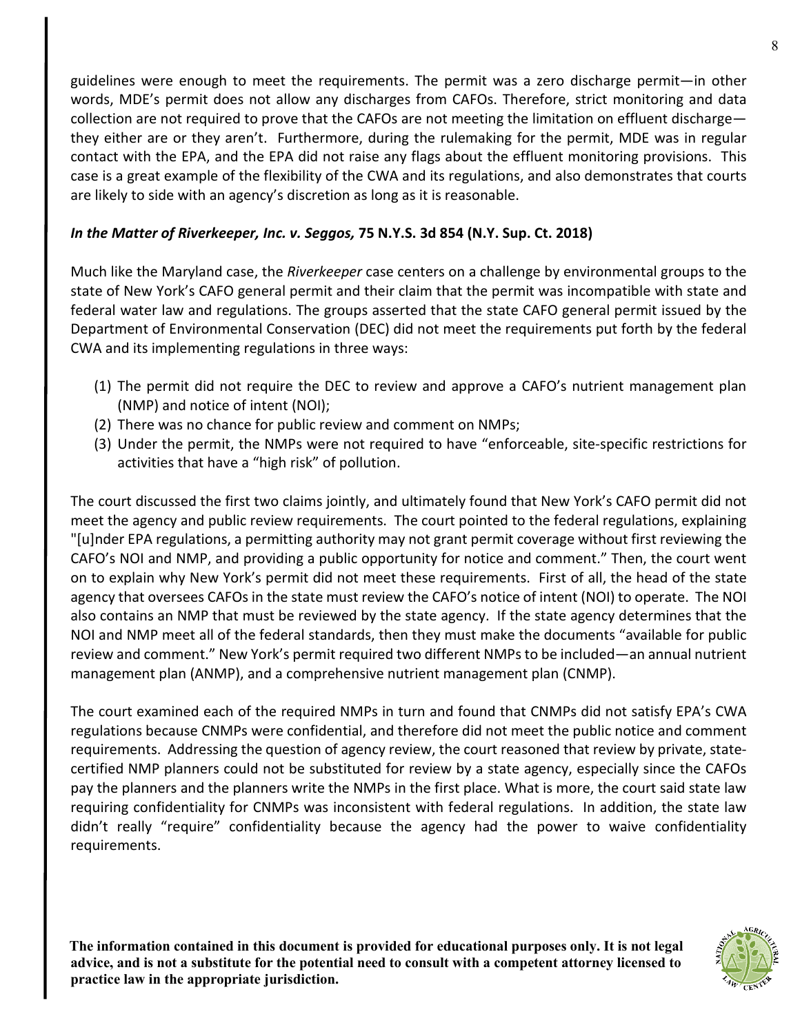guidelines were enough to meet the requirements. The permit was a zero discharge permit—in other words, MDE's permit does not allow any discharges from CAFOs. Therefore, strict monitoring and data collection are not required to prove that the CAFOs are not meeting the limitation on effluent discharge—they either are or they aren't. Furthermore, during the rulemaking for the permit, MDE was in regular contact with the EPA, and the EPA did not raise any flags about the effluent monitoring provisions. This case is a great example of the flexibility of the CWA and its regulations, and also demonstrates that courts are likely to side with an agency's discretion as long as it is reasonable.

### ***In the Matter of Riverkeeper, Inc. v. Seggos,* 75 N.Y.S. 3d 854 (N.Y. Sup. Ct. 2018)**

Much like the Maryland case, the *Riverkeeper* case centers on a challenge by environmental groups to the state of New York's CAFO general permit and their claim that the permit was incompatible with state and federal water law and regulations. The groups asserted that the state CAFO general permit issued by the Department of Environmental Conservation (DEC) did not meet the requirements put forth by the federal CWA and its implementing regulations in three ways:

(1) The permit did not require the DEC to review and approve a CAFO's nutrient management plan (NMP) and notice of intent (NOI);
(2) There was no chance for public review and comment on NMPs;
(3) Under the permit, the NMPs were not required to have "enforceable, site-specific restrictions for activities that have a "high risk" of pollution.

The court discussed the first two claims jointly, and ultimately found that New York's CAFO permit did not meet the agency and public review requirements. The court pointed to the federal regulations, explaining "[u]nder EPA regulations, a permitting authority may not grant permit coverage without first reviewing the CAFO's NOI and NMP, and providing a public opportunity for notice and comment." Then, the court went on to explain why New York's permit did not meet these requirements. First of all, the head of the state agency that oversees CAFOs in the state must review the CAFO's notice of intent (NOI) to operate. The NOI also contains an NMP that must be reviewed by the state agency. If the state agency determines that the NOI and NMP meet all of the federal standards, then they must make the documents "available for public review and comment." New York's permit required two different NMPs to be included—an annual nutrient management plan (ANMP), and a comprehensive nutrient management plan (CNMP).

The court examined each of the required NMPs in turn and found that CNMPs did not satisfy EPA's CWA regulations because CNMPs were confidential, and therefore did not meet the public notice and comment requirements. Addressing the question of agency review, the court reasoned that review by private, state-certified NMP planners could not be substituted for review by a state agency, especially since the CAFOs pay the planners and the planners write the NMPs in the first place. What is more, the court said state law requiring confidentiality for CNMPs was inconsistent with federal regulations. In addition, the state law didn't really "require" confidentiality because the agency had the power to waive confidentiality requirements.

**The information contained in this document is provided for educational purposes only. It is not legal advice, and is not a substitute for the potential need to consult with a competent attorney licensed to practice law in the appropriate jurisdiction.**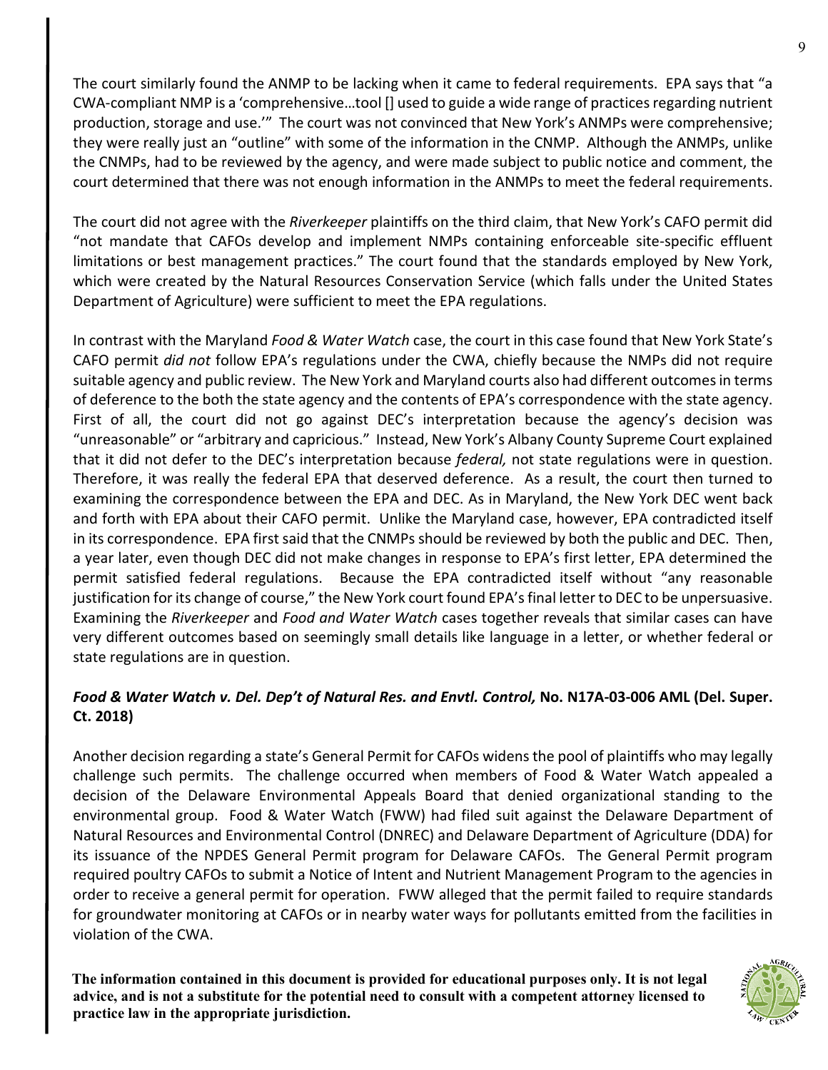The court similarly found the ANMP to be lacking when it came to federal requirements. EPA says that "a CWA-compliant NMP is a 'comprehensive…tool [] used to guide a wide range of practices regarding nutrient production, storage and use.'" The court was not convinced that New York's ANMPs were comprehensive; they were really just an "outline" with some of the information in the CNMP. Although the ANMPs, unlike the CNMPs, had to be reviewed by the agency, and were made subject to public notice and comment, the court determined that there was not enough information in the ANMPs to meet the federal requirements.

The court did not agree with the *Riverkeeper* plaintiffs on the third claim, that New York's CAFO permit did "not mandate that CAFOs develop and implement NMPs containing enforceable site-specific effluent limitations or best management practices." The court found that the standards employed by New York, which were created by the Natural Resources Conservation Service (which falls under the United States Department of Agriculture) were sufficient to meet the EPA regulations.

In contrast with the Maryland *Food & Water Watch* case, the court in this case found that New York State's CAFO permit *did not* follow EPA's regulations under the CWA, chiefly because the NMPs did not require suitable agency and public review. The New York and Maryland courts also had different outcomes in terms of deference to the both the state agency and the contents of EPA's correspondence with the state agency. First of all, the court did not go against DEC's interpretation because the agency's decision was "unreasonable" or "arbitrary and capricious." Instead, New York's Albany County Supreme Court explained that it did not defer to the DEC's interpretation because *federal,* not state regulations were in question. Therefore, it was really the federal EPA that deserved deference. As a result, the court then turned to examining the correspondence between the EPA and DEC. As in Maryland, the New York DEC went back and forth with EPA about their CAFO permit. Unlike the Maryland case, however, EPA contradicted itself in its correspondence. EPA first said that the CNMPs should be reviewed by both the public and DEC. Then, a year later, even though DEC did not make changes in response to EPA's first letter, EPA determined the permit satisfied federal regulations. Because the EPA contradicted itself without "any reasonable justification for its change of course," the New York court found EPA's final letter to DEC to be unpersuasive. Examining the *Riverkeeper* and *Food and Water Watch* cases together reveals that similar cases can have very different outcomes based on seemingly small details like language in a letter, or whether federal or state regulations are in question.

### ***Food & Water Watch v. Del. Dep't of Natural Res. and Envtl. Control,* No. N17A-03-006 AML (Del. Super. Ct. 2018)**

Another decision regarding a state's General Permit for CAFOs widens the pool of plaintiffs who may legally challenge such permits. The challenge occurred when members of Food & Water Watch appealed a decision of the Delaware Environmental Appeals Board that denied organizational standing to the environmental group. Food & Water Watch (FWW) had filed suit against the Delaware Department of Natural Resources and Environmental Control (DNREC) and Delaware Department of Agriculture (DDA) for its issuance of the NPDES General Permit program for Delaware CAFOs. The General Permit program required poultry CAFOs to submit a Notice of Intent and Nutrient Management Program to the agencies in order to receive a general permit for operation. FWW alleged that the permit failed to require standards for groundwater monitoring at CAFOs or in nearby water ways for pollutants emitted from the facilities in violation of the CWA.

**The information contained in this document is provided for educational purposes only. It is not legal advice, and is not a substitute for the potential need to consult with a competent attorney licensed to practice law in the appropriate jurisdiction.**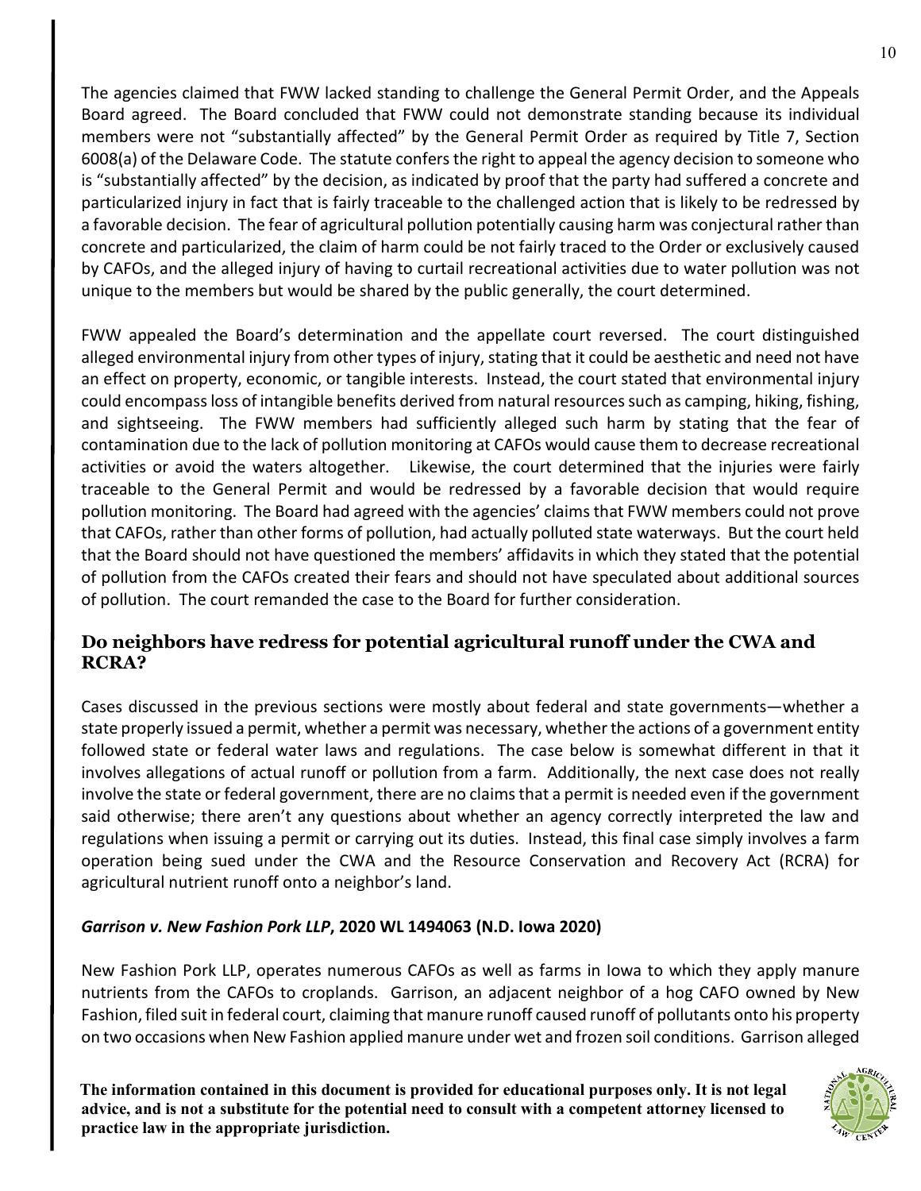The agencies claimed that FWW lacked standing to challenge the General Permit Order, and the Appeals Board agreed. The Board concluded that FWW could not demonstrate standing because its individual members were not "substantially affected" by the General Permit Order as required by Title 7, Section 6008(a) of the Delaware Code. The statute confers the right to appeal the agency decision to someone who is "substantially affected" by the decision, as indicated by proof that the party had suffered a concrete and particularized injury in fact that is fairly traceable to the challenged action that is likely to be redressed by a favorable decision. The fear of agricultural pollution potentially causing harm was conjectural rather than concrete and particularized, the claim of harm could be not fairly traced to the Order or exclusively caused by CAFOs, and the alleged injury of having to curtail recreational activities due to water pollution was not unique to the members but would be shared by the public generally, the court determined.

FWW appealed the Board's determination and the appellate court reversed. The court distinguished alleged environmental injury from other types of injury, stating that it could be aesthetic and need not have an effect on property, economic, or tangible interests. Instead, the court stated that environmental injury could encompass loss of intangible benefits derived from natural resources such as camping, hiking, fishing, and sightseeing. The FWW members had sufficiently alleged such harm by stating that the fear of contamination due to the lack of pollution monitoring at CAFOs would cause them to decrease recreational activities or avoid the waters altogether. Likewise, the court determined that the injuries were fairly traceable to the General Permit and would be redressed by a favorable decision that would require pollution monitoring. The Board had agreed with the agencies' claims that FWW members could not prove that CAFOs, rather than other forms of pollution, had actually polluted state waterways. But the court held that the Board should not have questioned the members' affidavits in which they stated that the potential of pollution from the CAFOs created their fears and should not have speculated about additional sources of pollution. The court remanded the case to the Board for further consideration.

## Do neighbors have redress for potential agricultural runoff under the CWA and RCRA?

Cases discussed in the previous sections were mostly about federal and state governments—whether a state properly issued a permit, whether a permit was necessary, whether the actions of a government entity followed state or federal water laws and regulations. The case below is somewhat different in that it involves allegations of actual runoff or pollution from a farm. Additionally, the next case does not really involve the state or federal government, there are no claims that a permit is needed even if the government said otherwise; there aren't any questions about whether an agency correctly interpreted the law and regulations when issuing a permit or carrying out its duties. Instead, this final case simply involves a farm operation being sued under the CWA and the Resource Conservation and Recovery Act (RCRA) for agricultural nutrient runoff onto a neighbor's land.

### ***Garrison v. New Fashion Pork LLP*, 2020 WL 1494063 (N.D. Iowa 2020)**

New Fashion Pork LLP, operates numerous CAFOs as well as farms in Iowa to which they apply manure nutrients from the CAFOs to croplands. Garrison, an adjacent neighbor of a hog CAFO owned by New Fashion, filed suit in federal court, claiming that manure runoff caused runoff of pollutants onto his property on two occasions when New Fashion applied manure under wet and frozen soil conditions. Garrison alleged

**The information contained in this document is provided for educational purposes only. It is not legal advice, and is not a substitute for the potential need to consult with a competent attorney licensed to practice law in the appropriate jurisdiction.**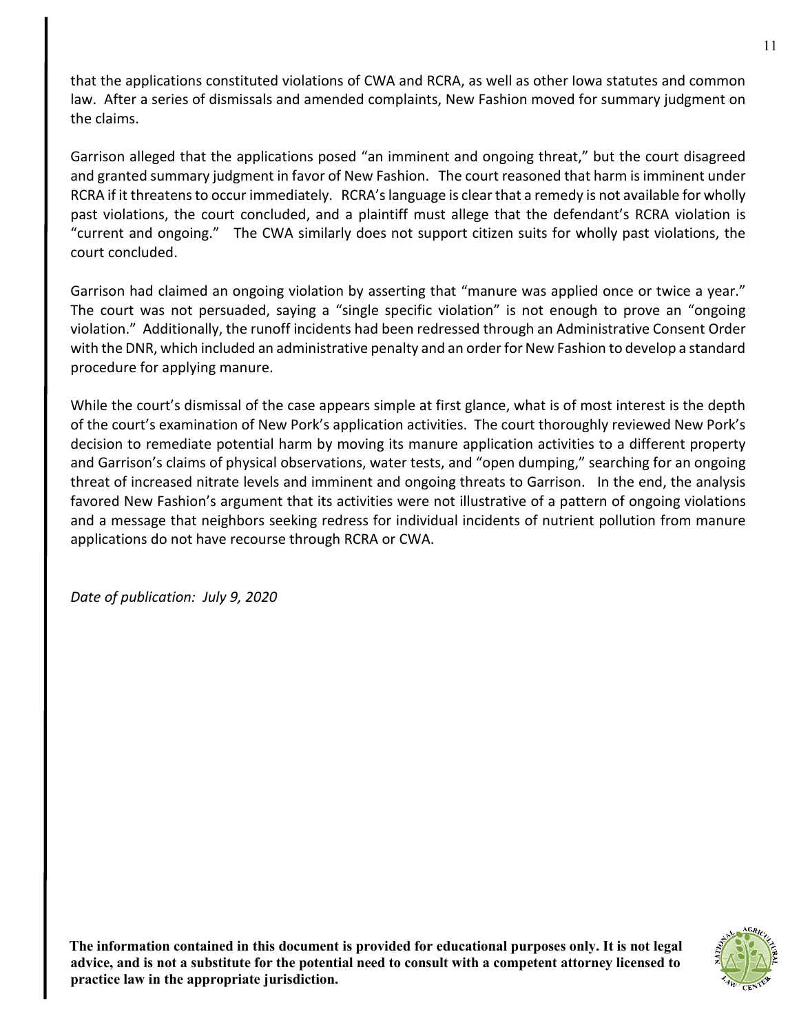that the applications constituted violations of CWA and RCRA, as well as other Iowa statutes and common law. After a series of dismissals and amended complaints, New Fashion moved for summary judgment on the claims.

Garrison alleged that the applications posed "an imminent and ongoing threat," but the court disagreed and granted summary judgment in favor of New Fashion. The court reasoned that harm is imminent under RCRA if it threatens to occur immediately. RCRA's language is clear that a remedy is not available for wholly past violations, the court concluded, and a plaintiff must allege that the defendant's RCRA violation is "current and ongoing." The CWA similarly does not support citizen suits for wholly past violations, the court concluded.

Garrison had claimed an ongoing violation by asserting that "manure was applied once or twice a year." The court was not persuaded, saying a "single specific violation" is not enough to prove an "ongoing violation." Additionally, the runoff incidents had been redressed through an Administrative Consent Order with the DNR, which included an administrative penalty and an order for New Fashion to develop a standard procedure for applying manure.

While the court's dismissal of the case appears simple at first glance, what is of most interest is the depth of the court's examination of New Pork's application activities. The court thoroughly reviewed New Pork's decision to remediate potential harm by moving its manure application activities to a different property and Garrison's claims of physical observations, water tests, and "open dumping," searching for an ongoing threat of increased nitrate levels and imminent and ongoing threats to Garrison. In the end, the analysis favored New Fashion's argument that its activities were not illustrative of a pattern of ongoing violations and a message that neighbors seeking redress for individual incidents of nutrient pollution from manure applications do not have recourse through RCRA or CWA.

*Date of publication: July 9, 2020*

**The information contained in this document is provided for educational purposes only. It is not legal advice, and is not a substitute for the potential need to consult with a competent attorney licensed to practice law in the appropriate jurisdiction.**